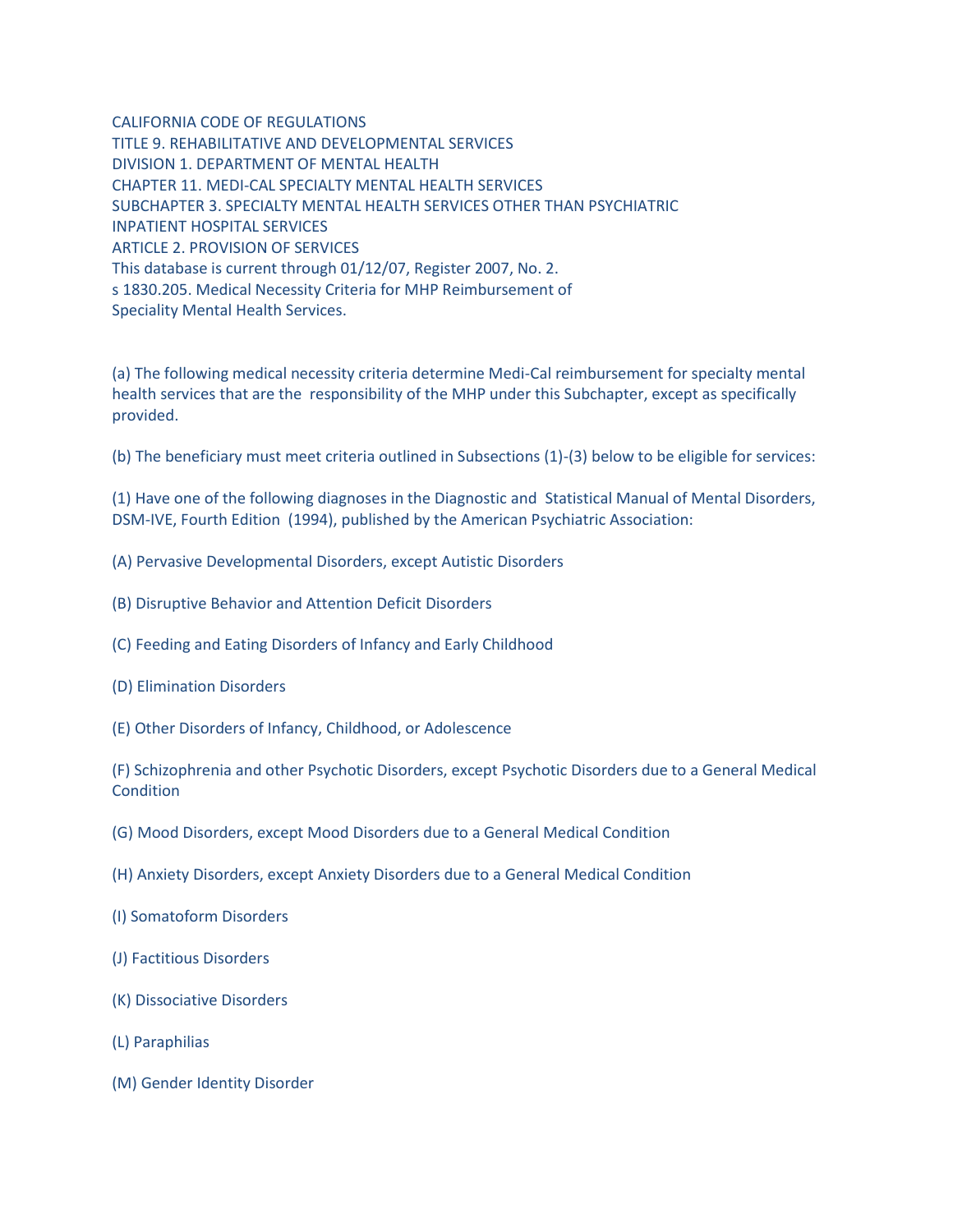CALIFORNIA CODE OF REGULATIONS
TITLE 9. REHABILITATIVE AND DEVELOPMENTAL SERVICES
DIVISION 1. DEPARTMENT OF MENTAL HEALTH
CHAPTER 11. MEDI-CAL SPECIALTY MENTAL HEALTH SERVICES
SUBCHAPTER 3. SPECIALTY MENTAL HEALTH SERVICES OTHER THAN PSYCHIATRIC INPATIENT HOSPITAL SERVICES
ARTICLE 2. PROVISION OF SERVICES
This database is current through 01/12/07, Register 2007, No. 2.
s 1830.205. Medical Necessity Criteria for MHP Reimbursement of Speciality Mental Health Services.

(a) The following medical necessity criteria determine Medi-Cal reimbursement for specialty mental health services that are the responsibility of the MHP under this Subchapter, except as specifically provided.

(b) The beneficiary must meet criteria outlined in Subsections (1)-(3) below to be eligible for services:

(1) Have one of the following diagnoses in the Diagnostic and Statistical Manual of Mental Disorders, DSM-IVE, Fourth Edition (1994), published by the American Psychiatric Association:

(A) Pervasive Developmental Disorders, except Autistic Disorders

(B) Disruptive Behavior and Attention Deficit Disorders

(C) Feeding and Eating Disorders of Infancy and Early Childhood

(D) Elimination Disorders

(E) Other Disorders of Infancy, Childhood, or Adolescence

(F) Schizophrenia and other Psychotic Disorders, except Psychotic Disorders due to a General Medical Condition

(G) Mood Disorders, except Mood Disorders due to a General Medical Condition

(H) Anxiety Disorders, except Anxiety Disorders due to a General Medical Condition

(I) Somatoform Disorders

(J) Factitious Disorders

(K) Dissociative Disorders

(L) Paraphilias

(M) Gender Identity Disorder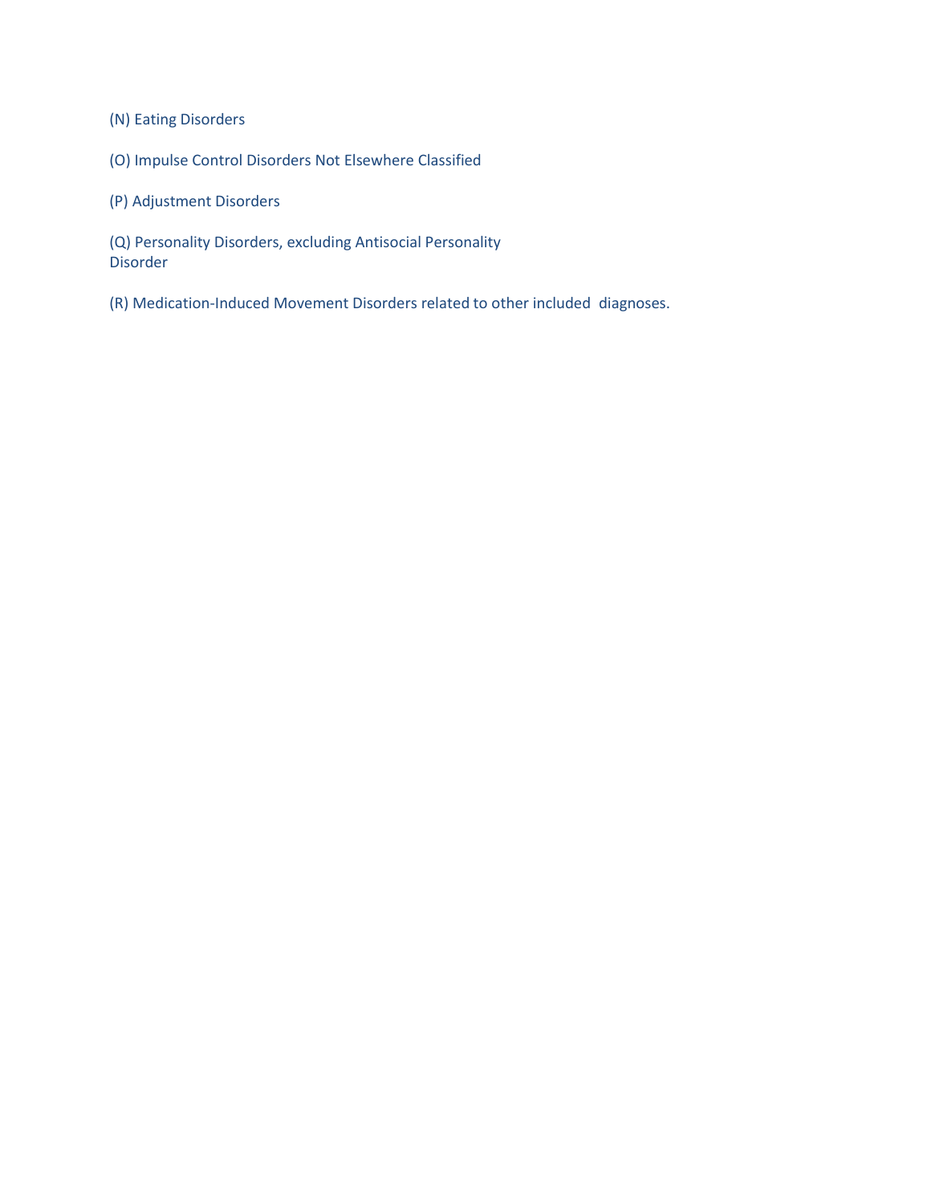(N) Eating Disorders

(O) Impulse Control Disorders Not Elsewhere Classified

(P) Adjustment Disorders

(Q) Personality Disorders, excluding Antisocial Personality Disorder

(R) Medication-Induced Movement Disorders related to other included diagnoses.